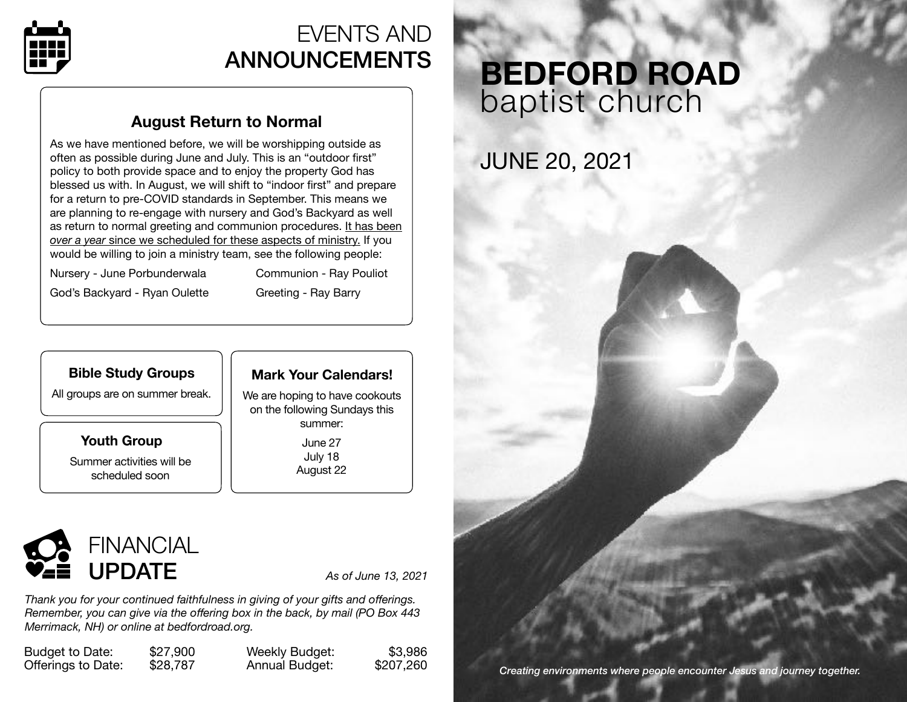# EVENTS AND **ANNOUNCEMENTS**

## August Return to Normal

As we have mentioned before, we will be worshipping outside as often as possible during June and July. This is an "outdoor first" policy to both provide space and to enjoy the property God has blessed us with. In August, we will shift to "indoor first" and prepare for a return to pre-COVID standards in September. This means we are planning to re-engage with nursery and God's Backyard as well as return to normal greeting and communion procedures. It has been *over a year* since we scheduled for these aspects of ministry. If you would be willing to join a ministry team, see the following people:

- Nursery - June Porbunderwala
- Communion - Ray Pouliot
- God's Backyard - Ryan Oulette
- Greeting - Ray Barry

### Bible Study Groups

All groups are on summer break.

### Youth Group

Summer activities will be scheduled soon

### Mark Your Calendars!

We are hoping to have cookouts on the following Sundays this summer:

June 27
July 18
August 22

# FINANCIAL **UPDATE**

*As of June 13, 2021*

*Thank you for your continued faithfulness in giving of your gifts and offerings. Remember, you can give via the offering box in the back, by mail (PO Box 443 Merrimack, NH) or online at bedfordroad.org.*

| | | | |
|---|---|---|---|
| Budget to Date: | $27,900 | Weekly Budget: | $3,986 |
| Offerings to Date: | $28,787 | Annual Budget: | $207,260 |

# **BEDFORD ROAD** baptist church

## JUNE 20, 2021

*Creating environments where people encounter Jesus and journey together.*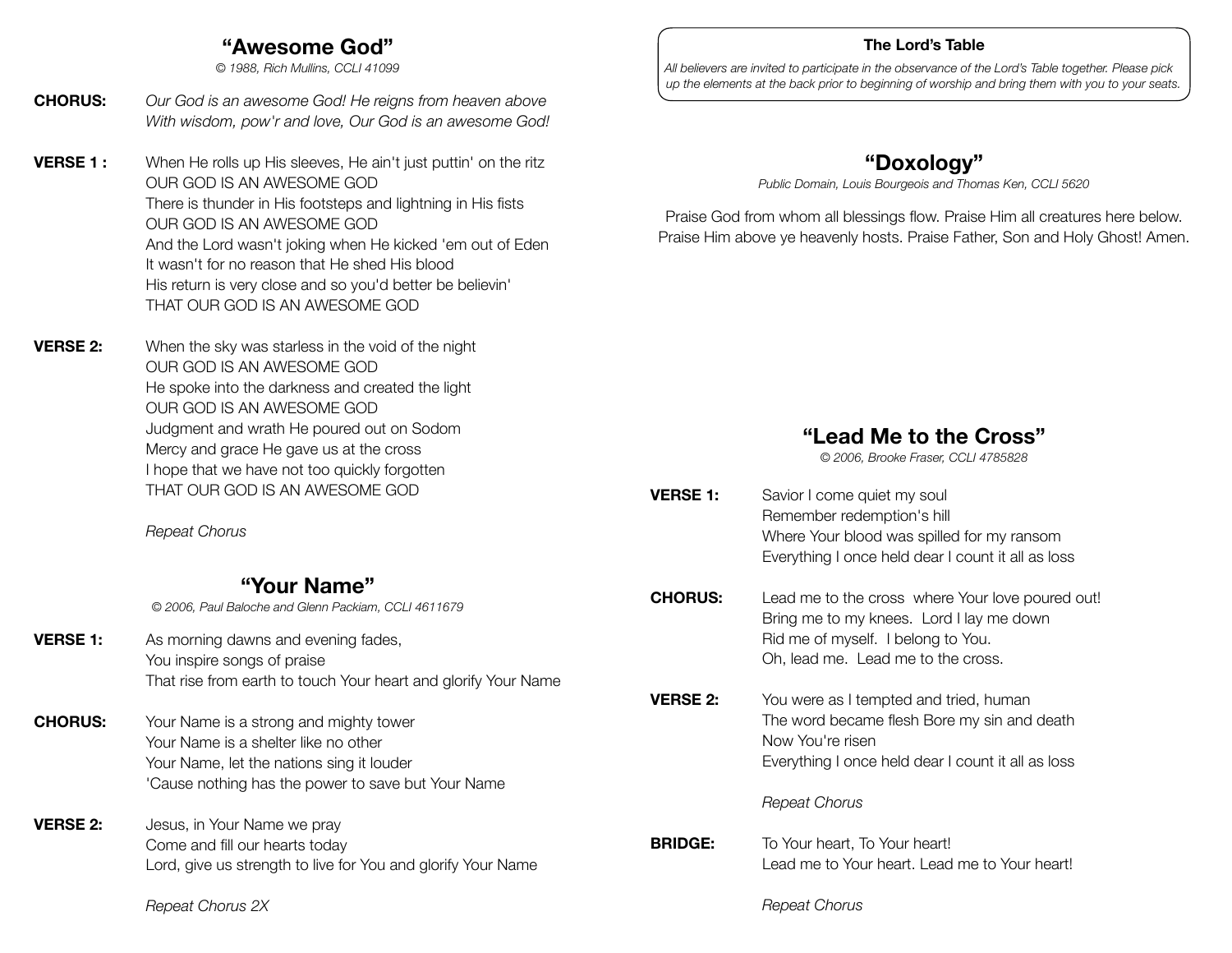## “Awesome God”

*© 1988, Rich Mullins, CCLI 41099*

**CHORUS:** *Our God is an awesome God! He reigns from heaven above*
*With wisdom, pow'r and love, Our God is an awesome God!*

**VERSE 1 :** When He rolls up His sleeves, He ain't just puttin' on the ritz
OUR GOD IS AN AWESOME GOD
There is thunder in His footsteps and lightning in His fists
OUR GOD IS AN AWESOME GOD
And the Lord wasn't joking when He kicked 'em out of Eden
It wasn't for no reason that He shed His blood
His return is very close and so you'd better be believin'
THAT OUR GOD IS AN AWESOME GOD

**VERSE 2:** When the sky was starless in the void of the night
OUR GOD IS AN AWESOME GOD
He spoke into the darkness and created the light
OUR GOD IS AN AWESOME GOD
Judgment and wrath He poured out on Sodom
Mercy and grace He gave us at the cross
I hope that we have not too quickly forgotten
THAT OUR GOD IS AN AWESOME GOD

*Repeat Chorus*

## “Your Name”

*© 2006, Paul Baloche and Glenn Packiam, CCLI 4611679*

**VERSE 1:** As morning dawns and evening fades,
You inspire songs of praise
That rise from earth to touch Your heart and glorify Your Name

**CHORUS:** Your Name is a strong and mighty tower
Your Name is a shelter like no other
Your Name, let the nations sing it louder
'Cause nothing has the power to save but Your Name

**VERSE 2:** Jesus, in Your Name we pray
Come and fill our hearts today
Lord, give us strength to live for You and glorify Your Name

*Repeat Chorus 2X*

**The Lord’s Table**

*All believers are invited to participate in the observance of the Lord’s Table together. Please pick up the elements at the back prior to beginning of worship and bring them with you to your seats.*

## “Doxology”

*Public Domain, Louis Bourgeois and Thomas Ken, CCLI 5620*

Praise God from whom all blessings flow. Praise Him all creatures here below.
Praise Him above ye heavenly hosts. Praise Father, Son and Holy Ghost! Amen.

## “Lead Me to the Cross”

*© 2006, Brooke Fraser, CCLI 4785828*

**VERSE 1:** Savior I come quiet my soul
Remember redemption's hill
Where Your blood was spilled for my ransom
Everything I once held dear I count it all as loss

**CHORUS:** Lead me to the cross where Your love poured out!
Bring me to my knees. Lord I lay me down
Rid me of myself. I belong to You.
Oh, lead me. Lead me to the cross.

**VERSE 2:** You were as I tempted and tried, human
The word became flesh Bore my sin and death
Now You're risen
Everything I once held dear I count it all as loss

*Repeat Chorus*

**BRIDGE:** To Your heart, To Your heart!
Lead me to Your heart. Lead me to Your heart!

*Repeat Chorus*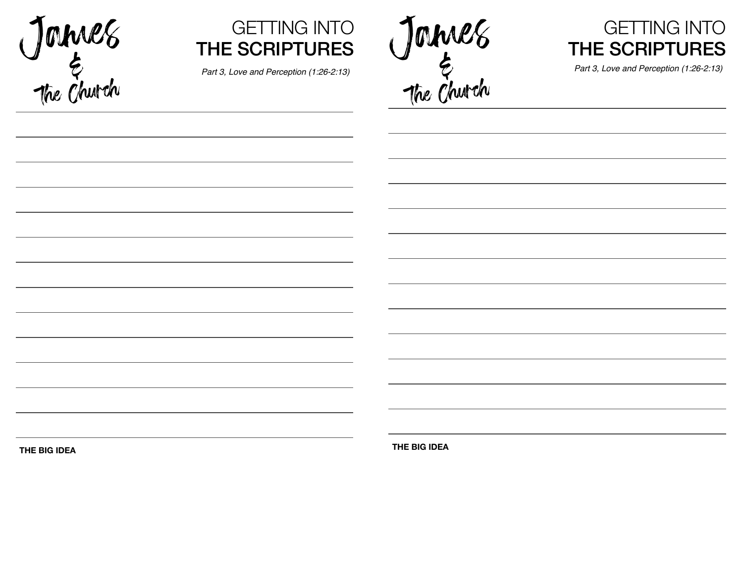James & The Church

# GETTING INTO THE SCRIPTURES

*Part 3, Love and Perception (1:26-2:13)*

**THE BIG IDEA**

James & The Church

# GETTING INTO THE SCRIPTURES

*Part 3, Love and Perception (1:26-2:13)*

**THE BIG IDEA**